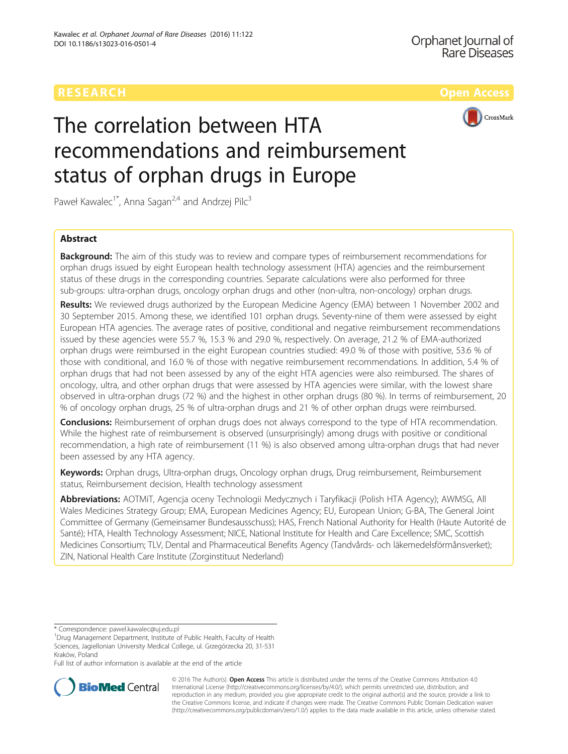RESEARCH Open Access

# The correlation between HTA recommendations and reimbursement status of orphan drugs in Europe

Paweł Kawalec[1*], Anna Sagan[2,4] and Andrzej Pilc[3]

## Abstract

**Background:** The aim of this study was to review and compare types of reimbursement recommendations for orphan drugs issued by eight European health technology assessment (HTA) agencies and the reimbursement status of these drugs in the corresponding countries. Separate calculations were also performed for three sub-groups: ultra-orphan drugs, oncology orphan drugs and other (non-ultra, non-oncology) orphan drugs.

**Results:** We reviewed drugs authorized by the European Medicine Agency (EMA) between 1 November 2002 and 30 September 2015. Among these, we identified 101 orphan drugs. Seventy-nine of them were assessed by eight European HTA agencies. The average rates of positive, conditional and negative reimbursement recommendations issued by these agencies were 55.7 %, 15.3 % and 29.0 %, respectively. On average, 21.2 % of EMA-authorized orphan drugs were reimbursed in the eight European countries studied: 49.0 % of those with positive, 53.6 % of those with conditional, and 16.0 % of those with negative reimbursement recommendations. In addition, 5.4 % of orphan drugs that had not been assessed by any of the eight HTA agencies were also reimbursed. The shares of oncology, ultra, and other orphan drugs that were assessed by HTA agencies were similar, with the lowest share observed in ultra-orphan drugs (72 %) and the highest in other orphan drugs (80 %). In terms of reimbursement, 20 % of oncology orphan drugs, 25 % of ultra-orphan drugs and 21 % of other orphan drugs were reimbursed.

**Conclusions:** Reimbursement of orphan drugs does not always correspond to the type of HTA recommendation. While the highest rate of reimbursement is observed (unsurprisingly) among drugs with positive or conditional recommendation, a high rate of reimbursement (11 %) is also observed among ultra-orphan drugs that had never been assessed by any HTA agency.

**Keywords:** Orphan drugs, Ultra-orphan drugs, Oncology orphan drugs, Drug reimbursement, Reimbursement status, Reimbursement decision, Health technology assessment

**Abbreviations:** AOTMiT, Agencja oceny Technologii Medycznych i Taryfikacji (Polish HTA Agency); AWMSG, All Wales Medicines Strategy Group; EMA, European Medicines Agency; EU, European Union; G-BA, The General Joint Committee of Germany (Gemeinsamer Bundesausschuss); HAS, French National Authority for Health (Haute Autorité de Santé); HTA, Health Technology Assessment; NICE, National Institute for Health and Care Excellence; SMC, Scottish Medicines Consortium; TLV, Dental and Pharmaceutical Benefits Agency (Tandvårds- och läkemedelsförmånsverket); ZIN, National Health Care Institute (Zorginstituut Nederland)

\* Correspondence: pawel.kawalec@uj.edu.pl

[1]Drug Management Department, Institute of Public Health, Faculty of Health Sciences, Jagiellonian University Medical College, ul. Grzegórzecka 20, 31-531 Kraków, Poland

Full list of author information is available at the end of the article

© 2016 The Author(s). **Open Access** This article is distributed under the terms of the Creative Commons Attribution 4.0 International License (http://creativecommons.org/licenses/by/4.0/), which permits unrestricted use, distribution, and reproduction in any medium, provided you give appropriate credit to the original author(s) and the source, provide a link to the Creative Commons license, and indicate if changes were made. The Creative Commons Public Domain Dedication waiver (http://creativecommons.org/publicdomain/zero/1.0/) applies to the data made available in this article, unless otherwise stated.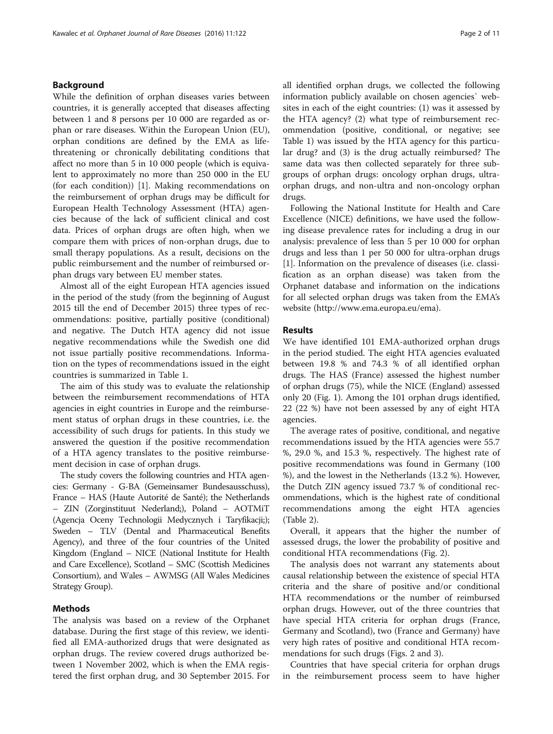## Background

While the definition of orphan diseases varies between countries, it is generally accepted that diseases affecting between 1 and 8 persons per 10 000 are regarded as orphan or rare diseases. Within the European Union (EU), orphan conditions are defined by the EMA as life-threatening or chronically debilitating conditions that affect no more than 5 in 10 000 people (which is equivalent to approximately no more than 250 000 in the EU (for each condition)) [1]. Making recommendations on the reimbursement of orphan drugs may be difficult for European Health Technology Assessment (HTA) agencies because of the lack of sufficient clinical and cost data. Prices of orphan drugs are often high, when we compare them with prices of non-orphan drugs, due to small therapy populations. As a result, decisions on the public reimbursement and the number of reimbursed orphan drugs vary between EU member states.

Almost all of the eight European HTA agencies issued in the period of the study (from the beginning of August 2015 till the end of December 2015) three types of recommendations: positive, partially positive (conditional) and negative. The Dutch HTA agency did not issue negative recommendations while the Swedish one did not issue partially positive recommendations. Information on the types of recommendations issued in the eight countries is summarized in Table 1.

The aim of this study was to evaluate the relationship between the reimbursement recommendations of HTA agencies in eight countries in Europe and the reimbursement status of orphan drugs in these countries, i.e. the accessibility of such drugs for patients. In this study we answered the question if the positive recommendation of a HTA agency translates to the positive reimbursement decision in case of orphan drugs.

The study covers the following countries and HTA agencies: Germany - G-BA (Gemeinsamer Bundesausschuss), France – HAS (Haute Autorité de Santé); the Netherlands – ZIN (Zorginstituut Nederland;), Poland – AOTMiT (Agencja Oceny Technologii Medycznych i Taryfikacji;); Sweden – TLV (Dental and Pharmaceutical Benefits Agency), and three of the four countries of the United Kingdom (England – NICE (National Institute for Health and Care Excellence), Scotland – SMC (Scottish Medicines Consortium), and Wales – AWMSG (All Wales Medicines Strategy Group).

## Methods

The analysis was based on a review of the Orphanet database. During the first stage of this review, we identified all EMA-authorized drugs that were designated as orphan drugs. The review covered drugs authorized between 1 November 2002, which is when the EMA registered the first orphan drug, and 30 September 2015. For all identified orphan drugs, we collected the following information publicly available on chosen agencies` websites in each of the eight countries: (1) was it assessed by the HTA agency? (2) what type of reimbursement recommendation (positive, conditional, or negative; see Table 1) was issued by the HTA agency for this particular drug? and (3) is the drug actually reimbursed? The same data was then collected separately for three subgroups of orphan drugs: oncology orphan drugs, ultra-orphan drugs, and non-ultra and non-oncology orphan drugs.

Following the National Institute for Health and Care Excellence (NICE) definitions, we have used the following disease prevalence rates for including a drug in our analysis: prevalence of less than 5 per 10 000 for orphan drugs and less than 1 per 50 000 for ultra-orphan drugs [1]. Information on the prevalence of diseases (i.e. classification as an orphan disease) was taken from the Orphanet database and information on the indications for all selected orphan drugs was taken from the EMA's website (http://www.ema.europa.eu/ema).

## Results

We have identified 101 EMA-authorized orphan drugs in the period studied. The eight HTA agencies evaluated between 19.8 % and 74.3 % of all identified orphan drugs. The HAS (France) assessed the highest number of orphan drugs (75), while the NICE (England) assessed only 20 (Fig. 1). Among the 101 orphan drugs identified, 22 (22 %) have not been assessed by any of eight HTA agencies.

The average rates of positive, conditional, and negative recommendations issued by the HTA agencies were 55.7 %, 29.0 %, and 15.3 %, respectively. The highest rate of positive recommendations was found in Germany (100 %), and the lowest in the Netherlands (13.2 %). However, the Dutch ZIN agency issued 73.7 % of conditional recommendations, which is the highest rate of conditional recommendations among the eight HTA agencies (Table 2).

Overall, it appears that the higher the number of assessed drugs, the lower the probability of positive and conditional HTA recommendations (Fig. 2).

The analysis does not warrant any statements about causal relationship between the existence of special HTA criteria and the share of positive and/or conditional HTA recommendations or the number of reimbursed orphan drugs. However, out of the three countries that have special HTA criteria for orphan drugs (France, Germany and Scotland), two (France and Germany) have very high rates of positive and conditional HTA recommendations for such drugs (Figs. 2 and 3).

Countries that have special criteria for orphan drugs in the reimbursement process seem to have higher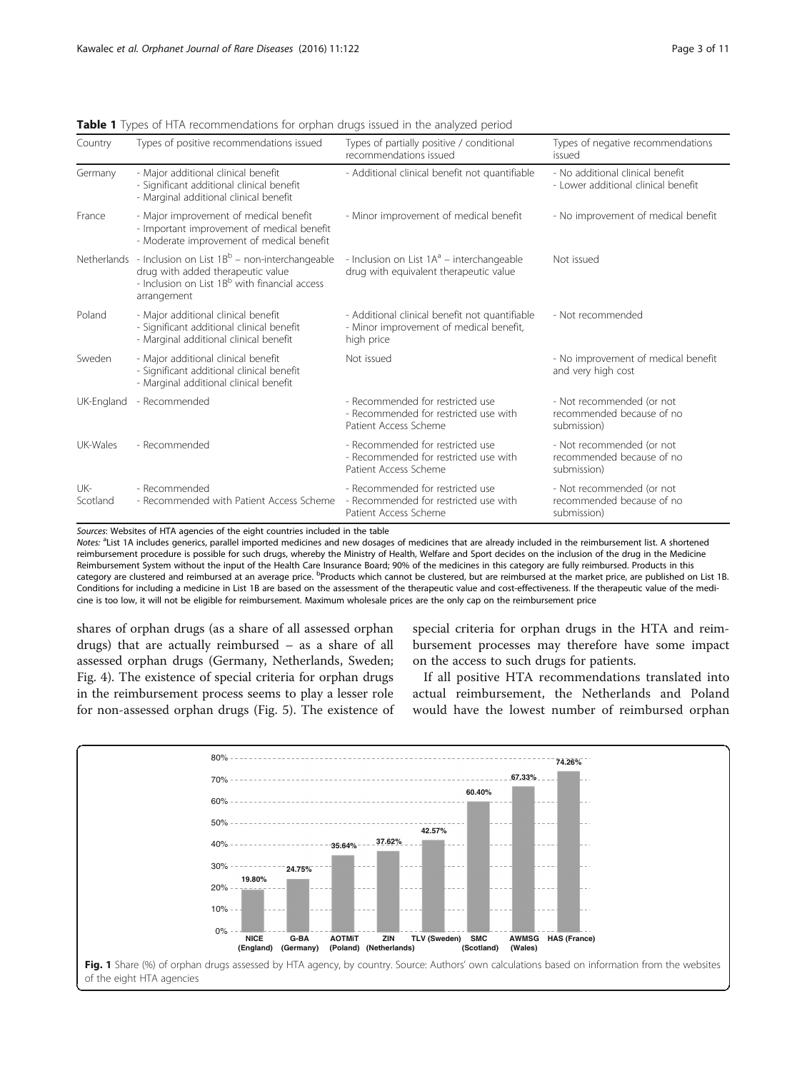**Table 1** Types of HTA recommendations for orphan drugs issued in the analyzed period

| Country | Types of positive recommendations issued | Types of partially positive / conditional recommendations issued | Types of negative recommendations issued |
|---|---|---|---|
| Germany | - Major additional clinical benefit<br>- Significant additional clinical benefit<br>- Marginal additional clinical benefit | - Additional clinical benefit not quantifiable | - No additional clinical benefit<br>- Lower additional clinical benefit |
| France | - Major improvement of medical benefit<br>- Important improvement of medical benefit<br>- Moderate improvement of medical benefit | - Minor improvement of medical benefit | - No improvement of medical benefit |
| Netherlands | - Inclusion on List 1B[b] – non-interchangeable drug with added therapeutic value<br>- Inclusion on List 1B[b] with financial access arrangement | - Inclusion on List 1A[a] – interchangeable drug with equivalent therapeutic value | Not issued |
| Poland | - Major additional clinical benefit<br>- Significant additional clinical benefit<br>- Marginal additional clinical benefit | - Additional clinical benefit not quantifiable<br>- Minor improvement of medical benefit, high price | - Not recommended |
| Sweden | - Major additional clinical benefit<br>- Significant additional clinical benefit<br>- Marginal additional clinical benefit | Not issued | - No improvement of medical benefit and very high cost |
| UK-England | - Recommended | - Recommended for restricted use<br>- Recommended for restricted use with Patient Access Scheme | - Not recommended (or not recommended because of no submission) |
| UK-Wales | - Recommended | - Recommended for restricted use<br>- Recommended for restricted use with Patient Access Scheme | - Not recommended (or not recommended because of no submission) |
| UK-Scotland | - Recommended<br>- Recommended with Patient Access Scheme | - Recommended for restricted use<br>- Recommended for restricted use with Patient Access Scheme | - Not recommended (or not recommended because of no submission) |

*Sources*: Websites of HTA agencies of the eight countries included in the table

*Notes*: [a]List 1A includes generics, parallel imported medicines and new dosages of medicines that are already included in the reimbursement list. A shortened reimbursement procedure is possible for such drugs, whereby the Ministry of Health, Welfare and Sport decides on the inclusion of the drug in the Medicine Reimbursement System without the input of the Health Care Insurance Board; 90% of the medicines in this category are fully reimbursed. Products in this category are clustered and reimbursed at an average price. [b]Products which cannot be clustered, but are reimbursed at the market price, are published on List 1B. Conditions for including a medicine in List 1B are based on the assessment of the therapeutic value and cost-effectiveness. If the therapeutic value of the medicine is too low, it will not be eligible for reimbursement. Maximum wholesale prices are the only cap on the reimbursement price

shares of orphan drugs (as a share of all assessed orphan drugs) that are actually reimbursed – as a share of all assessed orphan drugs (Germany, Netherlands, Sweden; Fig. 4). The existence of special criteria for orphan drugs in the reimbursement process seems to play a lesser role for non-assessed orphan drugs (Fig. 5). The existence of special criteria for orphan drugs in the HTA and reimbursement processes may therefore have some impact on the access to such drugs for patients.

If all positive HTA recommendations translated into actual reimbursement, the Netherlands and Poland would have the lowest number of reimbursed orphan

| Agency (Country) | Share (%) |
|---|---|
| NICE (England) | 19.80% |
| G-BA (Germany) | 24.75% |
| AOTMiT (Poland) | 35.64% |
| ZIN (Netherlands) | 37.62% |
| TLV (Sweden) | 42.57% |
| SMC (Scotland) | 60.40% |
| AWMSG (Wales) | 67.33% |
| HAS (France) | 74.26% |

**Fig. 1** Share (%) of orphan drugs assessed by HTA agency, by country. Source: Authors' own calculations based on information from the websites of the eight HTA agencies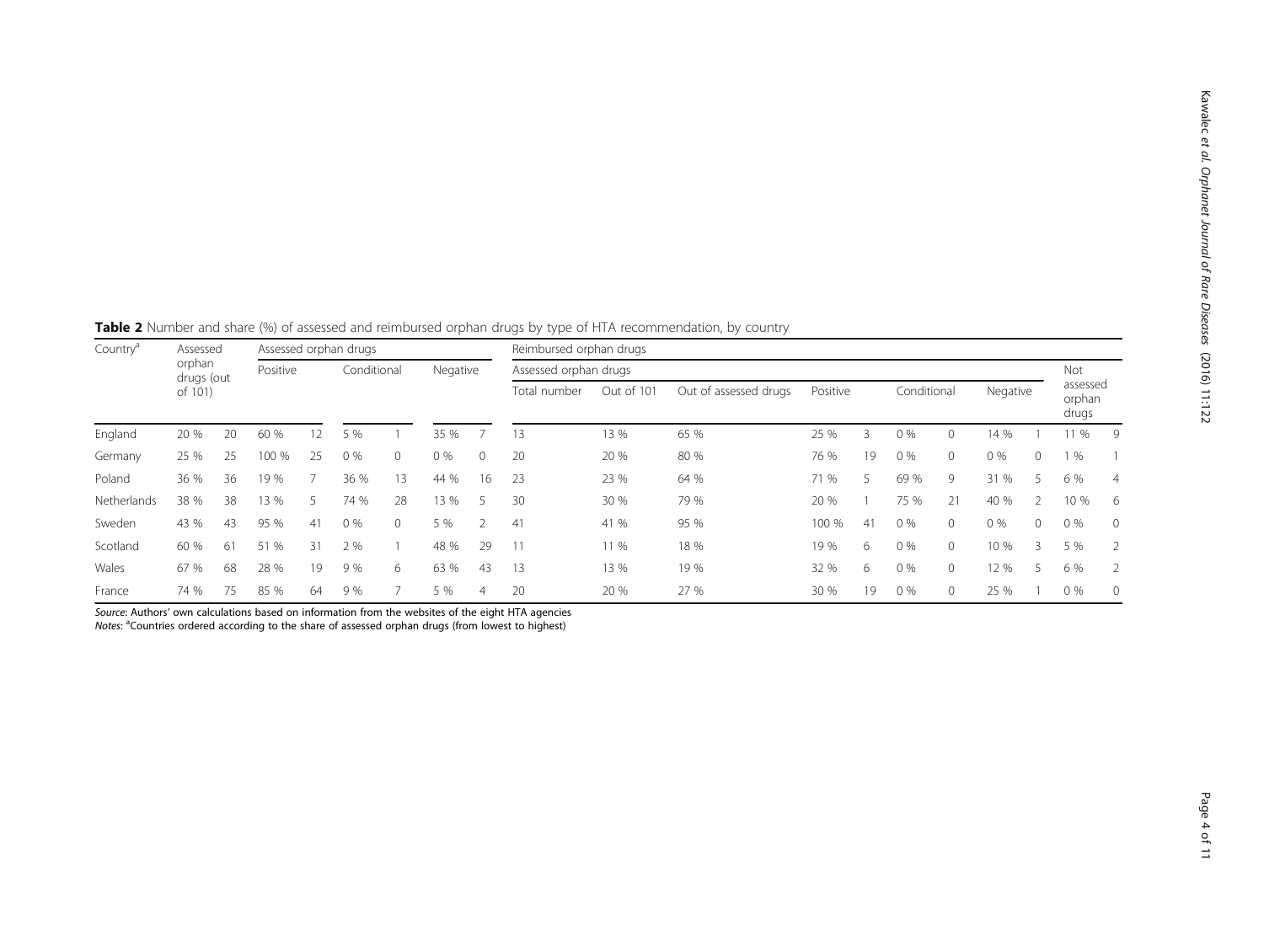**Table 2** Number and share (%) of assessed and reimbursed orphan drugs by type of HTA recommendation, by country

| Country[a] | Assessed orphan drugs (out of 101) | | Assessed orphan drugs | | | | | | Reimbursed orphan drugs | | | | | | | | | | |
|---|---|---|---|---|---|---|---|---|---|---|---|---|---|---|---|---|---|---|---|
| | | | Positive | | Conditional | | Negative | | Assessed orphan drugs | | | | | | | | | Not assessed orphan drugs | |
| | | | | | | | | | Total number | Out of 101 | Out of assessed drugs | Positive | | Conditional | | Negative | | | |
| England | 20 % | 20 | 60 % | 12 | 5 % | 1 | 35 % | 7 | 13 | 13 % | 65 % | 25 % | 3 | 0 % | 0 | 14 % | 1 | 11 % | 9 |
| Germany | 25 % | 25 | 100 % | 25 | 0 % | 0 | 0 % | 0 | 20 | 20 % | 80 % | 76 % | 19 | 0 % | 0 | 0 % | 0 | 1 % | 1 |
| Poland | 36 % | 36 | 19 % | 7 | 36 % | 13 | 44 % | 16 | 23 | 23 % | 64 % | 71 % | 5 | 69 % | 9 | 31 % | 5 | 6 % | 4 |
| Netherlands | 38 % | 38 | 13 % | 5 | 74 % | 28 | 13 % | 5 | 30 | 30 % | 79 % | 20 % | 1 | 75 % | 21 | 40 % | 2 | 10 % | 6 |
| Sweden | 43 % | 43 | 95 % | 41 | 0 % | 0 | 5 % | 2 | 41 | 41 % | 95 % | 100 % | 41 | 0 % | 0 | 0 % | 0 | 0 % | 0 |
| Scotland | 60 % | 61 | 51 % | 31 | 2 % | 1 | 48 % | 29 | 11 | 11 % | 18 % | 19 % | 6 | 0 % | 0 | 10 % | 3 | 5 % | 2 |
| Wales | 67 % | 68 | 28 % | 19 | 9 % | 6 | 63 % | 43 | 13 | 13 % | 19 % | 32 % | 6 | 0 % | 0 | 12 % | 5 | 6 % | 2 |
| France | 74 % | 75 | 85 % | 64 | 9 % | 7 | 5 % | 4 | 20 | 20 % | 27 % | 30 % | 19 | 0 % | 0 | 25 % | 1 | 0 % | 0 |

*Source*: Authors' own calculations based on information from the websites of the eight HTA agencies

*Notes*: [a]Countries ordered according to the share of assessed orphan drugs (from lowest to highest)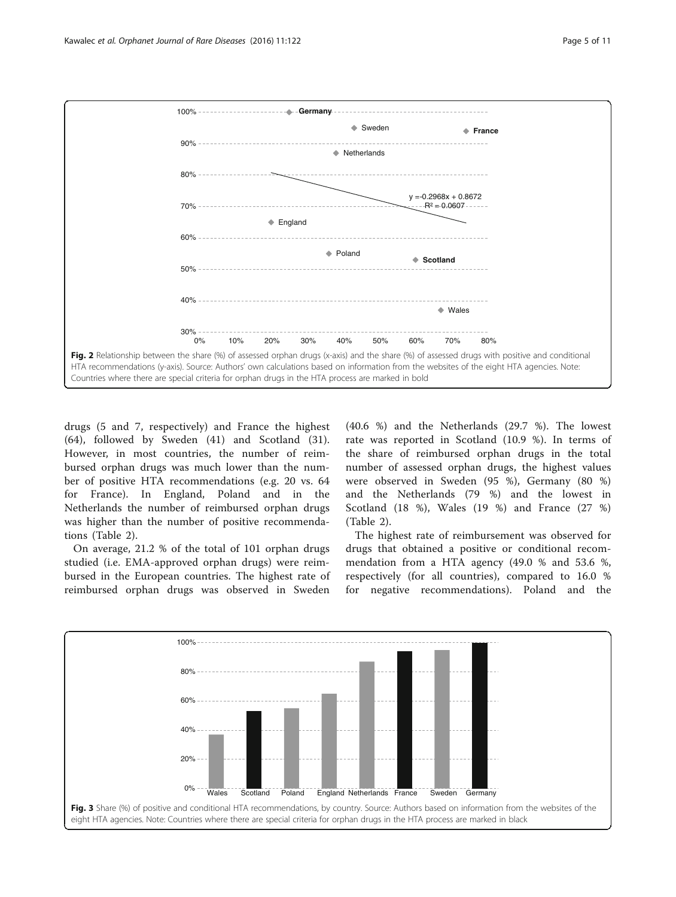Fig. 2 Relationship between the share (%) of assessed orphan drugs (x-axis) and the share (%) of assessed drugs with positive and conditional HTA recommendations (y-axis). Source: Authors' own calculations based on information from the websites of the eight HTA agencies. Note: Countries where there are special criteria for orphan drugs in the HTA process are marked in bold

drugs (5 and 7, respectively) and France the highest (64), followed by Sweden (41) and Scotland (31). However, in most countries, the number of reimbursed orphan drugs was much lower than the number of positive HTA recommendations (e.g. 20 vs. 64 for France). In England, Poland and in the Netherlands the number of reimbursed orphan drugs was higher than the number of positive recommendations (Table 2).

On average, 21.2 % of the total of 101 orphan drugs studied (i.e. EMA-approved orphan drugs) were reimbursed in the European countries. The highest rate of reimbursed orphan drugs was observed in Sweden (40.6 %) and the Netherlands (29.7 %). The lowest rate was reported in Scotland (10.9 %). In terms of the share of reimbursed orphan drugs in the total number of assessed orphan drugs, the highest values were observed in Sweden (95 %), Germany (80 %) and the Netherlands (79 %) and the lowest in Scotland (18 %), Wales (19 %) and France (27 %) (Table 2).

The highest rate of reimbursement was observed for drugs that obtained a positive or conditional recommendation from a HTA agency (49.0 % and 53.6 %, respectively (for all countries), compared to 16.0 % for negative recommendations). Poland and the

Fig. 3 Share (%) of positive and conditional HTA recommendations, by country. Source: Authors based on information from the websites of the eight HTA agencies. Note: Countries where there are special criteria for orphan drugs in the HTA process are marked in black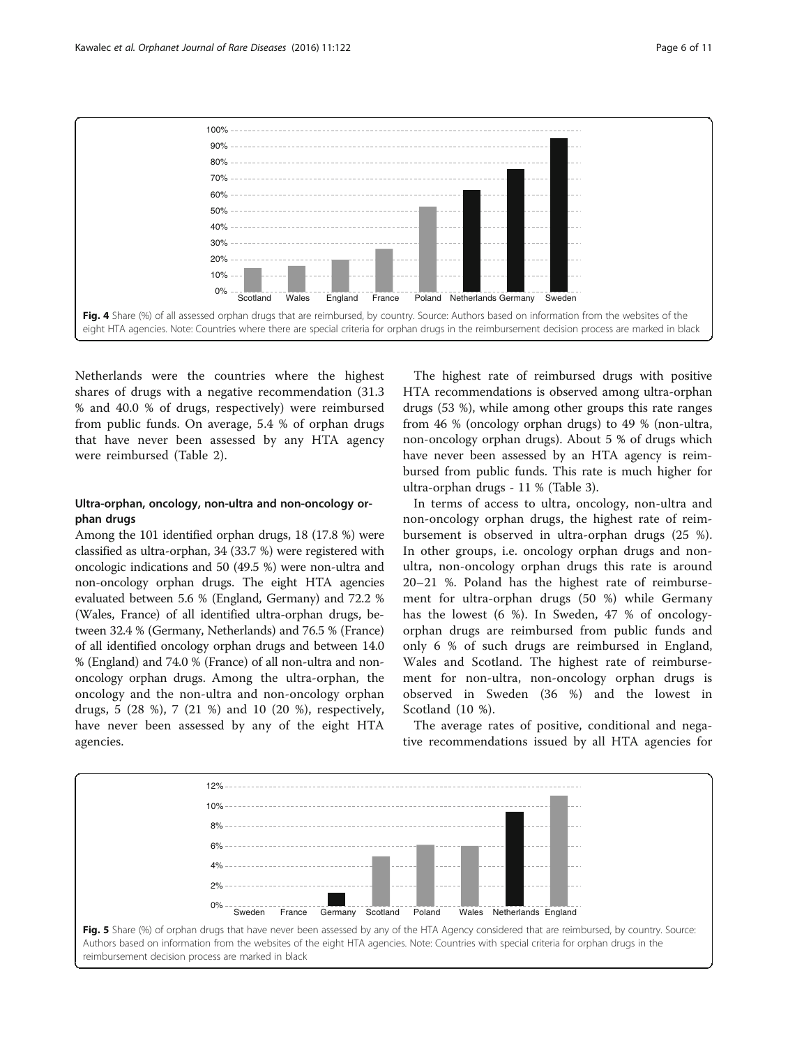Fig. 4 Share (%) of all assessed orphan drugs that are reimbursed, by country. Source: Authors based on information from the websites of the eight HTA agencies. Note: Countries where there are special criteria for orphan drugs in the reimbursement decision process are marked in black

Netherlands were the countries where the highest shares of drugs with a negative recommendation (31.3 % and 40.0 % of drugs, respectively) were reimbursed from public funds. On average, 5.4 % of orphan drugs that have never been assessed by any HTA agency were reimbursed (Table 2).

## Ultra-orphan, oncology, non-ultra and non-oncology orphan drugs

Among the 101 identified orphan drugs, 18 (17.8 %) were classified as ultra-orphan, 34 (33.7 %) were registered with oncologic indications and 50 (49.5 %) were non-ultra and non-oncology orphan drugs. The eight HTA agencies evaluated between 5.6 % (England, Germany) and 72.2 % (Wales, France) of all identified ultra-orphan drugs, between 32.4 % (Germany, Netherlands) and 76.5 % (France) of all identified oncology orphan drugs and between 14.0 % (England) and 74.0 % (France) of all non-ultra and non-oncology orphan drugs. Among the ultra-orphan, the oncology and the non-ultra and non-oncology orphan drugs, 5 (28 %), 7 (21 %) and 10 (20 %), respectively, have never been assessed by any of the eight HTA agencies.

The highest rate of reimbursed drugs with positive HTA recommendations is observed among ultra-orphan drugs (53 %), while among other groups this rate ranges from 46 % (oncology orphan drugs) to 49 % (non-ultra, non-oncology orphan drugs). About 5 % of drugs which have never been assessed by an HTA agency is reimbursed from public funds. This rate is much higher for ultra-orphan drugs - 11 % (Table 3).

In terms of access to ultra, oncology, non-ultra and non-oncology orphan drugs, the highest rate of reimbursement is observed in ultra-orphan drugs (25 %). In other groups, i.e. oncology orphan drugs and non-ultra, non-oncology orphan drugs this rate is around 20–21 %. Poland has the highest rate of reimbursement for ultra-orphan drugs (50 %) while Germany has the lowest (6 %). In Sweden, 47 % of oncology-orphan drugs are reimbursed from public funds and only 6 % of such drugs are reimbursed in England, Wales and Scotland. The highest rate of reimbursement for non-ultra, non-oncology orphan drugs is observed in Sweden (36 %) and the lowest in Scotland (10 %).

The average rates of positive, conditional and negative recommendations issued by all HTA agencies for

Fig. 5 Share (%) of orphan drugs that have never been assessed by any of the HTA Agency considered that are reimbursed, by country. Source: Authors based on information from the websites of the eight HTA agencies. Note: Countries with special criteria for orphan drugs in the reimbursement decision process are marked in black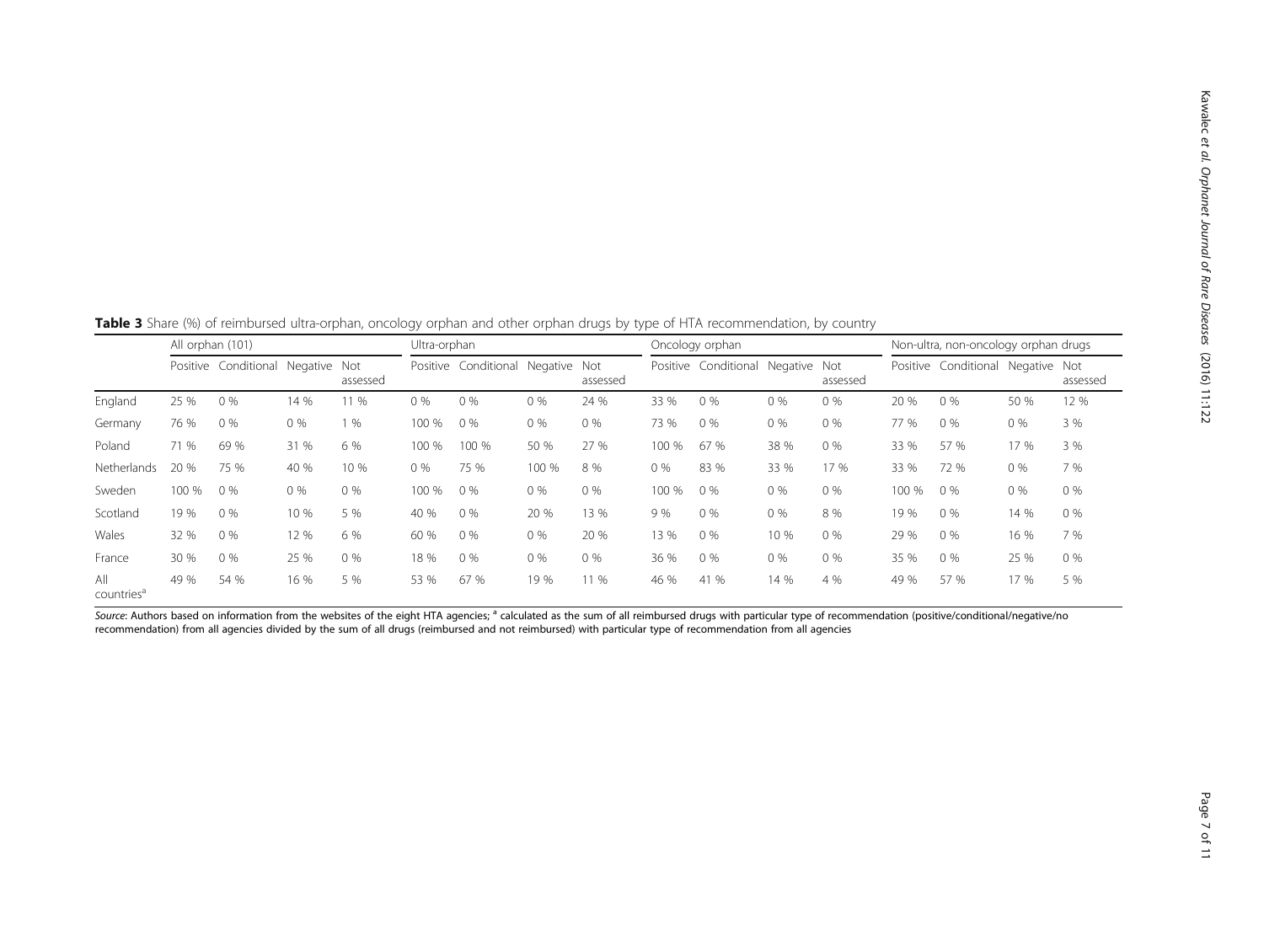**Table 3** Share (%) of reimbursed ultra-orphan, oncology orphan and other orphan drugs by type of HTA recommendation, by country

| | All orphan (101) | | | | Ultra-orphan | | | | Oncology orphan | | | | Non-ultra, non-oncology orphan drugs | | | |
|---|---|---|---|---|---|---|---|---|---|---|---|---|---|---|---|---|
| | Positive | Conditional | Negative | Not assessed | Positive | Conditional | Negative | Not assessed | Positive | Conditional | Negative | Not assessed | Positive | Conditional | Negative | Not assessed |
| England | 25 % | 0 % | 14 % | 11 % | 0 % | 0 % | 0 % | 24 % | 33 % | 0 % | 0 % | 0 % | 20 % | 0 % | 50 % | 12 % |
| Germany | 76 % | 0 % | 0 % | 1 % | 100 % | 0 % | 0 % | 0 % | 73 % | 0 % | 0 % | 0 % | 77 % | 0 % | 0 % | 3 % |
| Poland | 71 % | 69 % | 31 % | 6 % | 100 % | 100 % | 50 % | 27 % | 100 % | 67 % | 38 % | 0 % | 33 % | 57 % | 17 % | 3 % |
| Netherlands | 20 % | 75 % | 40 % | 10 % | 0 % | 75 % | 100 % | 8 % | 0 % | 83 % | 33 % | 17 % | 33 % | 72 % | 0 % | 7 % |
| Sweden | 100 % | 0 % | 0 % | 0 % | 100 % | 0 % | 0 % | 0 % | 100 % | 0 % | 0 % | 0 % | 100 % | 0 % | 0 % | 0 % |
| Scotland | 19 % | 0 % | 10 % | 5 % | 40 % | 0 % | 20 % | 13 % | 9 % | 0 % | 0 % | 8 % | 19 % | 0 % | 14 % | 0 % |
| Wales | 32 % | 0 % | 12 % | 6 % | 60 % | 0 % | 0 % | 20 % | 13 % | 0 % | 10 % | 0 % | 29 % | 0 % | 16 % | 7 % |
| France | 30 % | 0 % | 25 % | 0 % | 18 % | 0 % | 0 % | 0 % | 36 % | 0 % | 0 % | 0 % | 35 % | 0 % | 25 % | 0 % |
| All countries[a] | 49 % | 54 % | 16 % | 5 % | 53 % | 67 % | 19 % | 11 % | 46 % | 41 % | 14 % | 4 % | 49 % | 57 % | 17 % | 5 % |

*Source*: Authors based on information from the websites of the eight HTA agencies; [a] calculated as the sum of all reimbursed drugs with particular type of recommendation (positive/conditional/negative/no recommendation) from all agencies divided by the sum of all drugs (reimbursed and not reimbursed) with particular type of recommendation from all agencies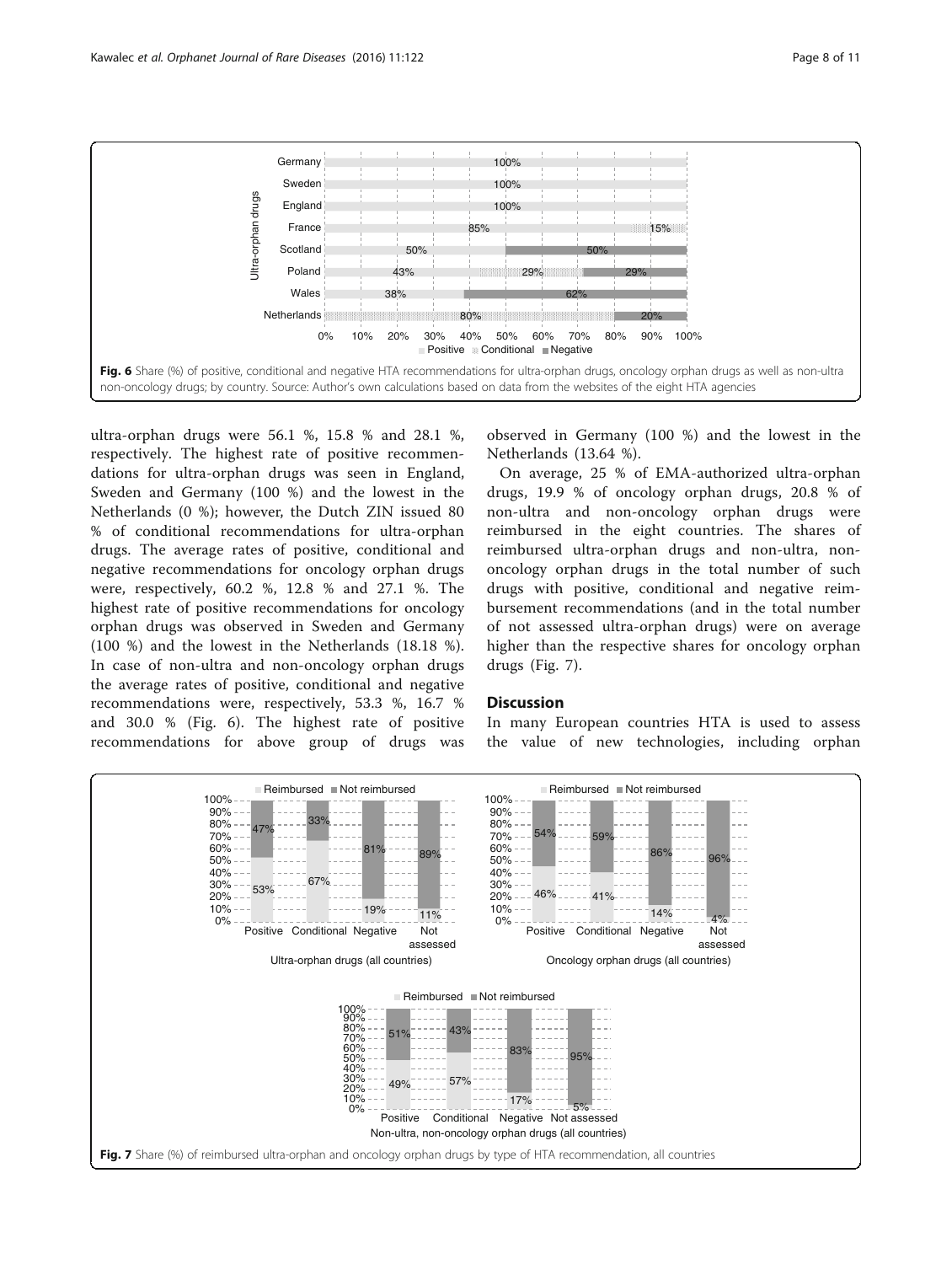Fig. 6 Share (%) of positive, conditional and negative HTA recommendations for ultra-orphan drugs, oncology orphan drugs as well as non-ultra non-oncology drugs; by country. Source: Author's own calculations based on data from the websites of the eight HTA agencies

ultra-orphan drugs were 56.1 %, 15.8 % and 28.1 %, respectively. The highest rate of positive recommendations for ultra-orphan drugs was seen in England, Sweden and Germany (100 %) and the lowest in the Netherlands (0 %); however, the Dutch ZIN issued 80 % of conditional recommendations for ultra-orphan drugs. The average rates of positive, conditional and negative recommendations for oncology orphan drugs were, respectively, 60.2 %, 12.8 % and 27.1 %. The highest rate of positive recommendations for oncology orphan drugs was observed in Sweden and Germany (100 %) and the lowest in the Netherlands (18.18 %). In case of non-ultra and non-oncology orphan drugs the average rates of positive, conditional and negative recommendations were, respectively, 53.3 %, 16.7 % and 30.0 % (Fig. 6). The highest rate of positive recommendations for above group of drugs was observed in Germany (100 %) and the lowest in the Netherlands (13.64 %).

On average, 25 % of EMA-authorized ultra-orphan drugs, 19.9 % of oncology orphan drugs, 20.8 % of non-ultra and non-oncology orphan drugs were reimbursed in the eight countries. The shares of reimbursed ultra-orphan drugs and non-ultra, non-oncology orphan drugs in the total number of such drugs with positive, conditional and negative reimbursement recommendations (and in the total number of not assessed ultra-orphan drugs) were on average higher than the respective shares for oncology orphan drugs (Fig. 7).

## Discussion

In many European countries HTA is used to assess the value of new technologies, including orphan

Fig. 7 Share (%) of reimbursed ultra-orphan and oncology orphan drugs by type of HTA recommendation, all countries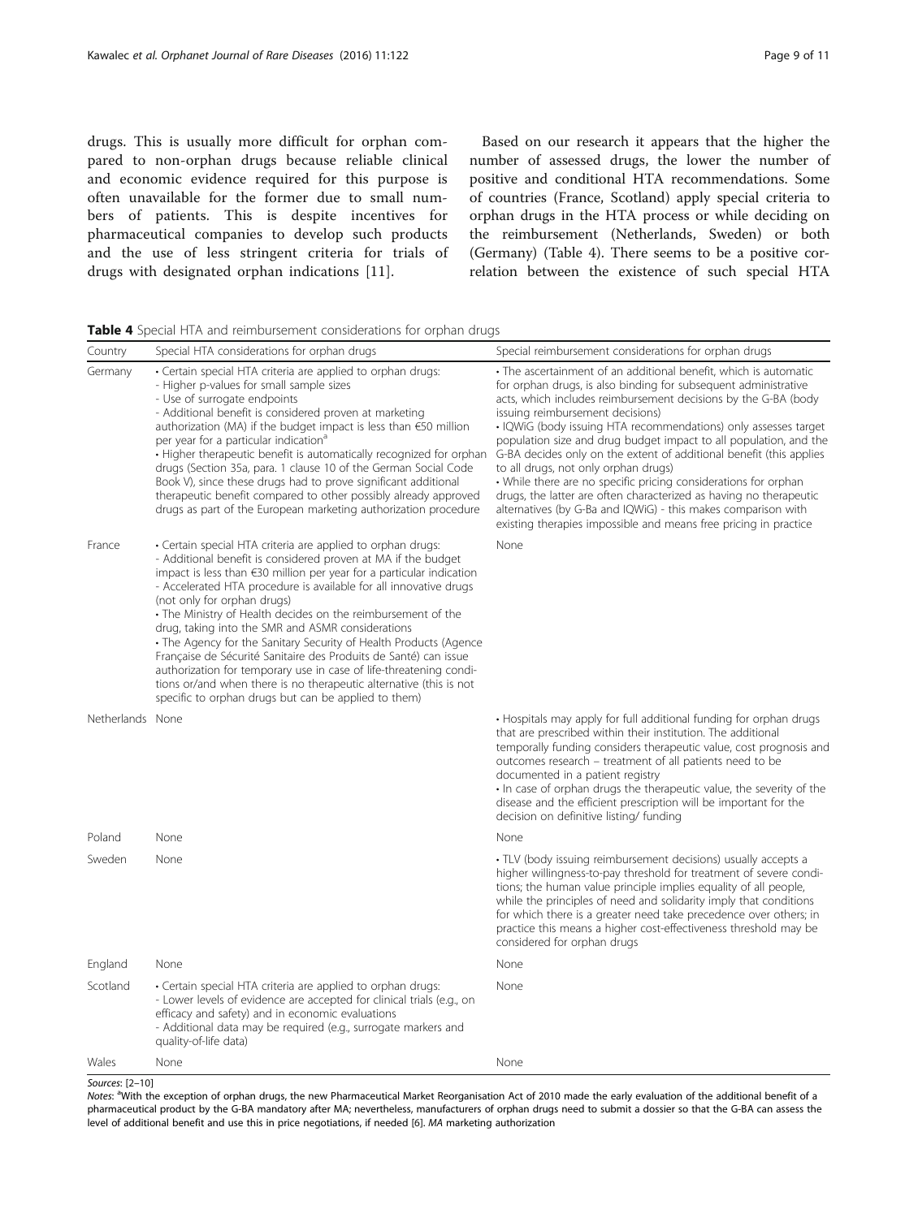drugs. This is usually more difficult for orphan compared to non-orphan drugs because reliable clinical and economic evidence required for this purpose is often unavailable for the former due to small numbers of patients. This is despite incentives for pharmaceutical companies to develop such products and the use of less stringent criteria for trials of drugs with designated orphan indications [11].

Based on our research it appears that the higher the number of assessed drugs, the lower the number of positive and conditional HTA recommendations. Some of countries (France, Scotland) apply special criteria to orphan drugs in the HTA process or while deciding on the reimbursement (Netherlands, Sweden) or both (Germany) (Table 4). There seems to be a positive correlation between the existence of such special HTA

**Table 4** Special HTA and reimbursement considerations for orphan drugs

| Country | Special HTA considerations for orphan drugs | Special reimbursement considerations for orphan drugs |
|---|---|---|
| Germany | • Certain special HTA criteria are applied to orphan drugs:<br>- Higher p-values for small sample sizes<br>- Use of surrogate endpoints<br>- Additional benefit is considered proven at marketing authorization (MA) if the budget impact is less than €50 million per year for a particular indication[a]<br>• Higher therapeutic benefit is automatically recognized for orphan drugs (Section 35a, para. 1 clause 10 of the German Social Code Book V), since these drugs had to prove significant additional therapeutic benefit compared to other possibly already approved drugs as part of the European marketing authorization procedure | • The ascertainment of an additional benefit, which is automatic for orphan drugs, is also binding for subsequent administrative acts, which includes reimbursement decisions by the G-BA (body issuing reimbursement decisions)<br>• IQWiG (body issuing HTA recommendations) only assesses target population size and drug budget impact to all population, and the G-BA decides only on the extent of additional benefit (this applies to all drugs, not only orphan drugs)<br>• While there are no specific pricing considerations for orphan drugs, the latter are often characterized as having no therapeutic alternatives (by G-Ba and IQWiG) - this makes comparison with existing therapies impossible and means free pricing in practice |
| France | • Certain special HTA criteria are applied to orphan drugs:<br>- Additional benefit is considered proven at MA if the budget impact is less than €30 million per year for a particular indication<br>- Accelerated HTA procedure is available for all innovative drugs (not only for orphan drugs)<br>• The Ministry of Health decides on the reimbursement of the drug, taking into the SMR and ASMR considerations<br>• The Agency for the Sanitary Security of Health Products (Agence Française de Sécurité Sanitaire des Produits de Santé) can issue authorization for temporary use in case of life-threatening conditions or/and when there is no therapeutic alternative (this is not specific to orphan drugs but can be applied to them) | None |
| Netherlands | None | • Hospitals may apply for full additional funding for orphan drugs that are prescribed within their institution. The additional temporally funding considers therapeutic value, cost prognosis and outcomes research – treatment of all patients need to be documented in a patient registry<br>• In case of orphan drugs the therapeutic value, the severity of the disease and the efficient prescription will be important for the decision on definitive listing/ funding |
| Poland | None | None |
| Sweden | None | • TLV (body issuing reimbursement decisions) usually accepts a higher willingness-to-pay threshold for treatment of severe conditions; the human value principle implies equality of all people, while the principles of need and solidarity imply that conditions for which there is a greater need take precedence over others; in practice this means a higher cost-effectiveness threshold may be considered for orphan drugs |
| England | None | None |
| Scotland | • Certain special HTA criteria are applied to orphan drugs:<br>- Lower levels of evidence are accepted for clinical trials (e.g., on efficacy and safety) and in economic evaluations<br>- Additional data may be required (e.g., surrogate markers and quality-of-life data) | None |
| Wales | None | None |

*Sources*: [2–10]

*Notes*: [a]With the exception of orphan drugs, the new Pharmaceutical Market Reorganisation Act of 2010 made the early evaluation of the additional benefit of a pharmaceutical product by the G-BA mandatory after MA; nevertheless, manufacturers of orphan drugs need to submit a dossier so that the G-BA can assess the level of additional benefit and use this in price negotiations, if needed [6]. *MA* marketing authorization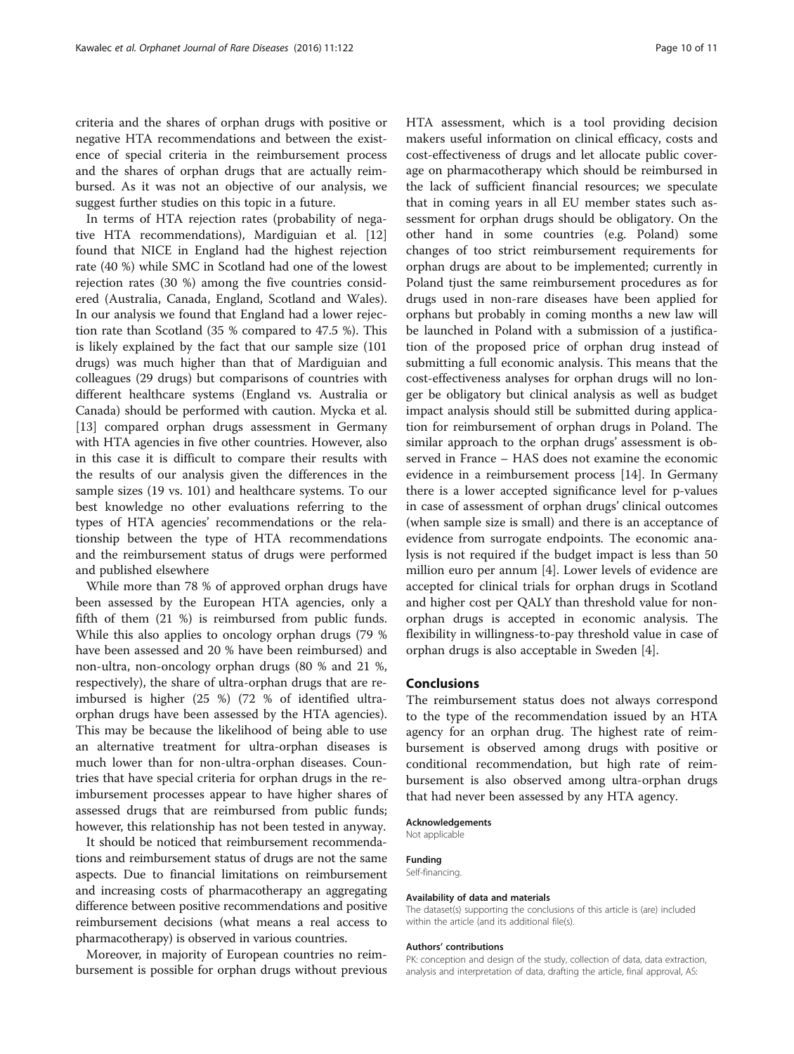criteria and the shares of orphan drugs with positive or negative HTA recommendations and between the existence of special criteria in the reimbursement process and the shares of orphan drugs that are actually reimbursed. As it was not an objective of our analysis, we suggest further studies on this topic in a future.

In terms of HTA rejection rates (probability of negative HTA recommendations), Mardiguian et al. [12] found that NICE in England had the highest rejection rate (40 %) while SMC in Scotland had one of the lowest rejection rates (30 %) among the five countries considered (Australia, Canada, England, Scotland and Wales). In our analysis we found that England had a lower rejection rate than Scotland (35 % compared to 47.5 %). This is likely explained by the fact that our sample size (101 drugs) was much higher than that of Mardiguian and colleagues (29 drugs) but comparisons of countries with different healthcare systems (England vs. Australia or Canada) should be performed with caution. Mycka et al. [13] compared orphan drugs assessment in Germany with HTA agencies in five other countries. However, also in this case it is difficult to compare their results with the results of our analysis given the differences in the sample sizes (19 vs. 101) and healthcare systems. To our best knowledge no other evaluations referring to the types of HTA agencies' recommendations or the relationship between the type of HTA recommendations and the reimbursement status of drugs were performed and published elsewhere

While more than 78 % of approved orphan drugs have been assessed by the European HTA agencies, only a fifth of them (21 %) is reimbursed from public funds. While this also applies to oncology orphan drugs (79 % have been assessed and 20 % have been reimbursed) and non-ultra, non-oncology orphan drugs (80 % and 21 %, respectively), the share of ultra-orphan drugs that are reimbursed is higher (25 %) (72 % of identified ultra-orphan drugs have been assessed by the HTA agencies). This may be because the likelihood of being able to use an alternative treatment for ultra-orphan diseases is much lower than for non-ultra-orphan diseases. Countries that have special criteria for orphan drugs in the reimbursement processes appear to have higher shares of assessed drugs that are reimbursed from public funds; however, this relationship has not been tested in anyway.

It should be noticed that reimbursement recommendations and reimbursement status of drugs are not the same aspects. Due to financial limitations on reimbursement and increasing costs of pharmacotherapy an aggregating difference between positive recommendations and positive reimbursement decisions (what means a real access to pharmacotherapy) is observed in various countries.

Moreover, in majority of European countries no reimbursement is possible for orphan drugs without previous HTA assessment, which is a tool providing decision makers useful information on clinical efficacy, costs and cost-effectiveness of drugs and let allocate public coverage on pharmacotherapy which should be reimbursed in the lack of sufficient financial resources; we speculate that in coming years in all EU member states such assessment for orphan drugs should be obligatory. On the other hand in some countries (e.g. Poland) some changes of too strict reimbursement requirements for orphan drugs are about to be implemented; currently in Poland tjust the same reimbursement procedures as for drugs used in non-rare diseases have been applied for orphans but probably in coming months a new law will be launched in Poland with a submission of a justification of the proposed price of orphan drug instead of submitting a full economic analysis. This means that the cost-effectiveness analyses for orphan drugs will no longer be obligatory but clinical analysis as well as budget impact analysis should still be submitted during application for reimbursement of orphan drugs in Poland. The similar approach to the orphan drugs' assessment is observed in France – HAS does not examine the economic evidence in a reimbursement process [14]. In Germany there is a lower accepted significance level for p-values in case of assessment of orphan drugs' clinical outcomes (when sample size is small) and there is an acceptance of evidence from surrogate endpoints. The economic analysis is not required if the budget impact is less than 50 million euro per annum [4]. Lower levels of evidence are accepted for clinical trials for orphan drugs in Scotland and higher cost per QALY than threshold value for non-orphan drugs is accepted in economic analysis. The flexibility in willingness-to-pay threshold value in case of orphan drugs is also acceptable in Sweden [4].

## Conclusions

The reimbursement status does not always correspond to the type of the recommendation issued by an HTA agency for an orphan drug. The highest rate of reimbursement is observed among drugs with positive or conditional recommendation, but high rate of reimbursement is also observed among ultra-orphan drugs that had never been assessed by any HTA agency.

#### Acknowledgements

Not applicable

#### Funding

Self-financing.

#### Availability of data and materials

The dataset(s) supporting the conclusions of this article is (are) included within the article (and its additional file(s).

#### Authors' contributions

PK: conception and design of the study, collection of data, data extraction, analysis and interpretation of data, drafting the article, final approval, AS: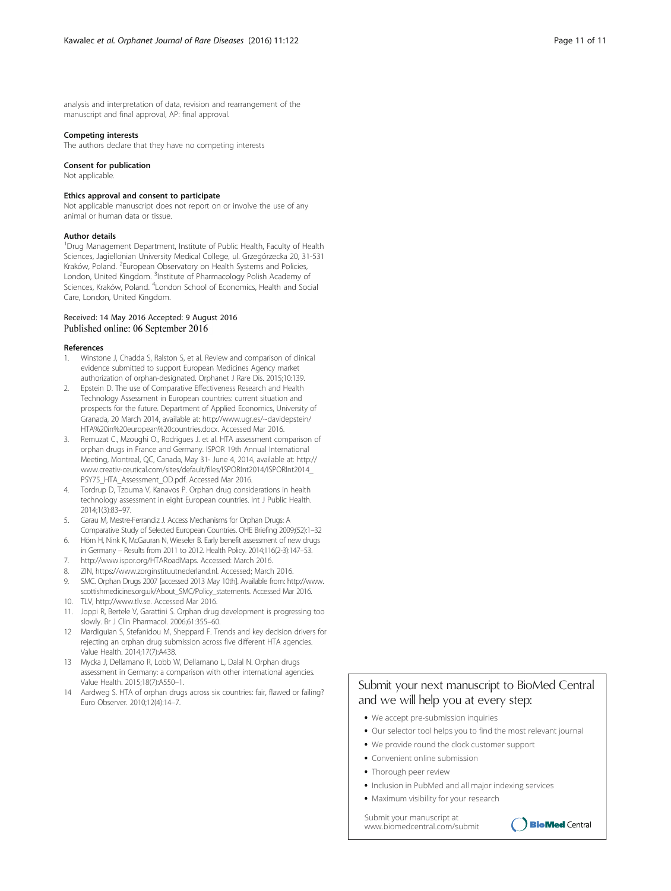analysis and interpretation of data, revision and rearrangement of the manuscript and final approval, AP: final approval.

### Competing interests

The authors declare that they have no competing interests

### Consent for publication

Not applicable.

### Ethics approval and consent to participate

Not applicable manuscript does not report on or involve the use of any animal or human data or tissue.

### Author details

[1]Drug Management Department, Institute of Public Health, Faculty of Health Sciences, Jagiellonian University Medical College, ul. Grzegórzecka 20, 31-531 Kraków, Poland. [2]European Observatory on Health Systems and Policies, London, United Kingdom. [3]Institute of Pharmacology Polish Academy of Sciences, Kraków, Poland. [4]London School of Economics, Health and Social Care, London, United Kingdom.

Received: 14 May 2016 Accepted: 9 August 2016
Published online: 06 September 2016

### References

1. Winstone J, Chadda S, Ralston S, et al. Review and comparison of clinical evidence submitted to support European Medicines Agency market authorization of orphan-designated. Orphanet J Rare Dis. 2015;10:139.
2. Epstein D. The use of Comparative Effectiveness Research and Health Technology Assessment in European countries: current situation and prospects for the future. Department of Applied Economics, University of Granada, 20 March 2014, available at: http://www.ugr.es/~davidepstein/HTA%20in%20european%20countries.docx. Accessed Mar 2016.
3. Remuzat C., Mzoughi O., Rodrigues J. et al. HTA assessment comparison of orphan drugs in France and Germany. ISPOR 19th Annual International Meeting, Montreal, QC, Canada, May 31- June 4, 2014, available at: http://www.creativ-ceutical.com/sites/default/files/ISPORInt2014/ISPORInt2014_PSY75_HTA_Assessment_OD.pdf. Accessed Mar 2016.
4. Tordrup D, Tzouma V, Kanavos P. Orphan drug considerations in health technology assessment in eight European countries. Int J Public Health. 2014;1(3):83–97.
5. Garau M, Mestre-Ferrandiz J. Access Mechanisms for Orphan Drugs: A Comparative Study of Selected European Countries. OHE Briefing 2009;(52):1–32
6. Hörn H, Nink K, McGauran N, Wieseler B. Early benefit assessment of new drugs in Germany – Results from 2011 to 2012. Health Policy. 2014;116(2-3):147–53.
7. http://www.ispor.org/HTARoadMaps. Accessed: March 2016.
8. ZIN, https://www.zorginstituutnederland.nl. Accessed; March 2016.
9. SMC. Orphan Drugs 2007 [accessed 2013 May 10th]. Available from: http://www.scottishmedicines.org.uk/About_SMC/Policy_statements. Accessed Mar 2016.
10. TLV, http://www.tlv.se. Accessed Mar 2016.
11. Joppi R, Bertele V, Garattini S. Orphan drug development is progressing too slowly. Br J Clin Pharmacol. 2006;61:355–60.
12. Mardiguian S, Stefanidou M, Sheppard F. Trends and key decision drivers for rejecting an orphan drug submission across five different HTA agencies. Value Health. 2014;17(7):A438.
13. Mycka J, Dellamano R, Lobb W, Dellamano L, Dalal N. Orphan drugs assessment in Germany: a comparison with other international agencies. Value Health. 2015;18(7):A550–1.
14. Aardweg S. HTA of orphan drugs across six countries: fair, flawed or failing? Euro Observer. 2010;12(4):14–7.

Submit your next manuscript to BioMed Central and we will help you at every step:

- We accept pre-submission inquiries
- Our selector tool helps you to find the most relevant journal
- We provide round the clock customer support
- Convenient online submission
- Thorough peer review
- Inclusion in PubMed and all major indexing services
- Maximum visibility for your research

Submit your manuscript at www.biomedcentral.com/submit

BioMed Central